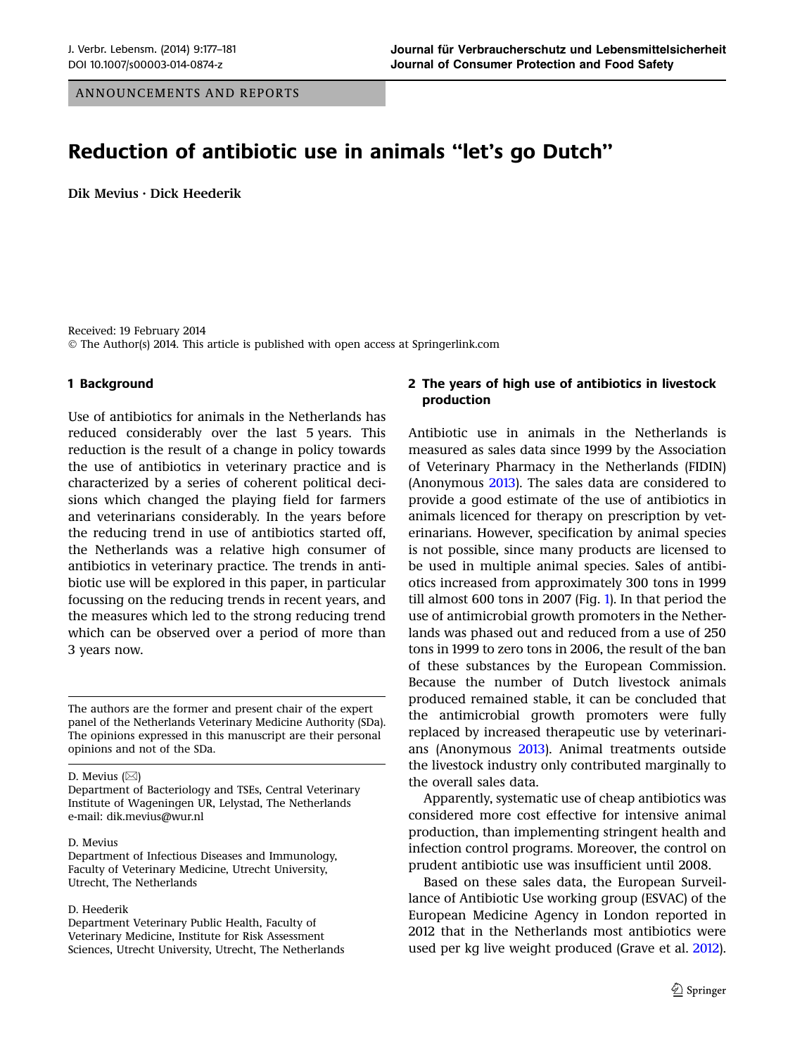ANNOUNCEMENTS AND REPORTS

# Reduction of antibiotic use in animals "let's go Dutch"

Dik Mevius · Dick Heederik

Received: 19 February 2014
© The Author(s) 2014. This article is published with open access at Springerlink.com

## 1 Background

Use of antibiotics for animals in the Netherlands has reduced considerably over the last 5 years. This reduction is the result of a change in policy towards the use of antibiotics in veterinary practice and is characterized by a series of coherent political decisions which changed the playing field for farmers and veterinarians considerably. In the years before the reducing trend in use of antibiotics started off, the Netherlands was a relative high consumer of antibiotics in veterinary practice. The trends in antibiotic use will be explored in this paper, in particular focussing on the reducing trends in recent years, and the measures which led to the strong reducing trend which can be observed over a period of more than 3 years now.

The authors are the former and present chair of the expert panel of the Netherlands Veterinary Medicine Authority (SDa). The opinions expressed in this manuscript are their personal opinions and not of the SDa.

D. Mevius (✉)
Department of Bacteriology and TSEs, Central Veterinary Institute of Wageningen UR, Lelystad, The Netherlands
e-mail: dik.mevius@wur.nl

D. Mevius
Department of Infectious Diseases and Immunology, Faculty of Veterinary Medicine, Utrecht University, Utrecht, The Netherlands

D. Heederik
Department Veterinary Public Health, Faculty of Veterinary Medicine, Institute for Risk Assessment Sciences, Utrecht University, Utrecht, The Netherlands

## 2 The years of high use of antibiotics in livestock production

Antibiotic use in animals in the Netherlands is measured as sales data since 1999 by the Association of Veterinary Pharmacy in the Netherlands (FIDIN) (Anonymous 2013). The sales data are considered to provide a good estimate of the use of antibiotics in animals licenced for therapy on prescription by veterinarians. However, specification by animal species is not possible, since many products are licensed to be used in multiple animal species. Sales of antibiotics increased from approximately 300 tons in 1999 till almost 600 tons in 2007 (Fig. 1). In that period the use of antimicrobial growth promoters in the Netherlands was phased out and reduced from a use of 250 tons in 1999 to zero tons in 2006, the result of the ban of these substances by the European Commission. Because the number of Dutch livestock animals produced remained stable, it can be concluded that the antimicrobial growth promoters were fully replaced by increased therapeutic use by veterinarians (Anonymous 2013). Animal treatments outside the livestock industry only contributed marginally to the overall sales data.

Apparently, systematic use of cheap antibiotics was considered more cost effective for intensive animal production, than implementing stringent health and infection control programs. Moreover, the control on prudent antibiotic use was insufficient until 2008.

Based on these sales data, the European Surveillance of Antibiotic Use working group (ESVAC) of the European Medicine Agency in London reported in 2012 that in the Netherlands most antibiotics were used per kg live weight produced (Grave et al. 2012).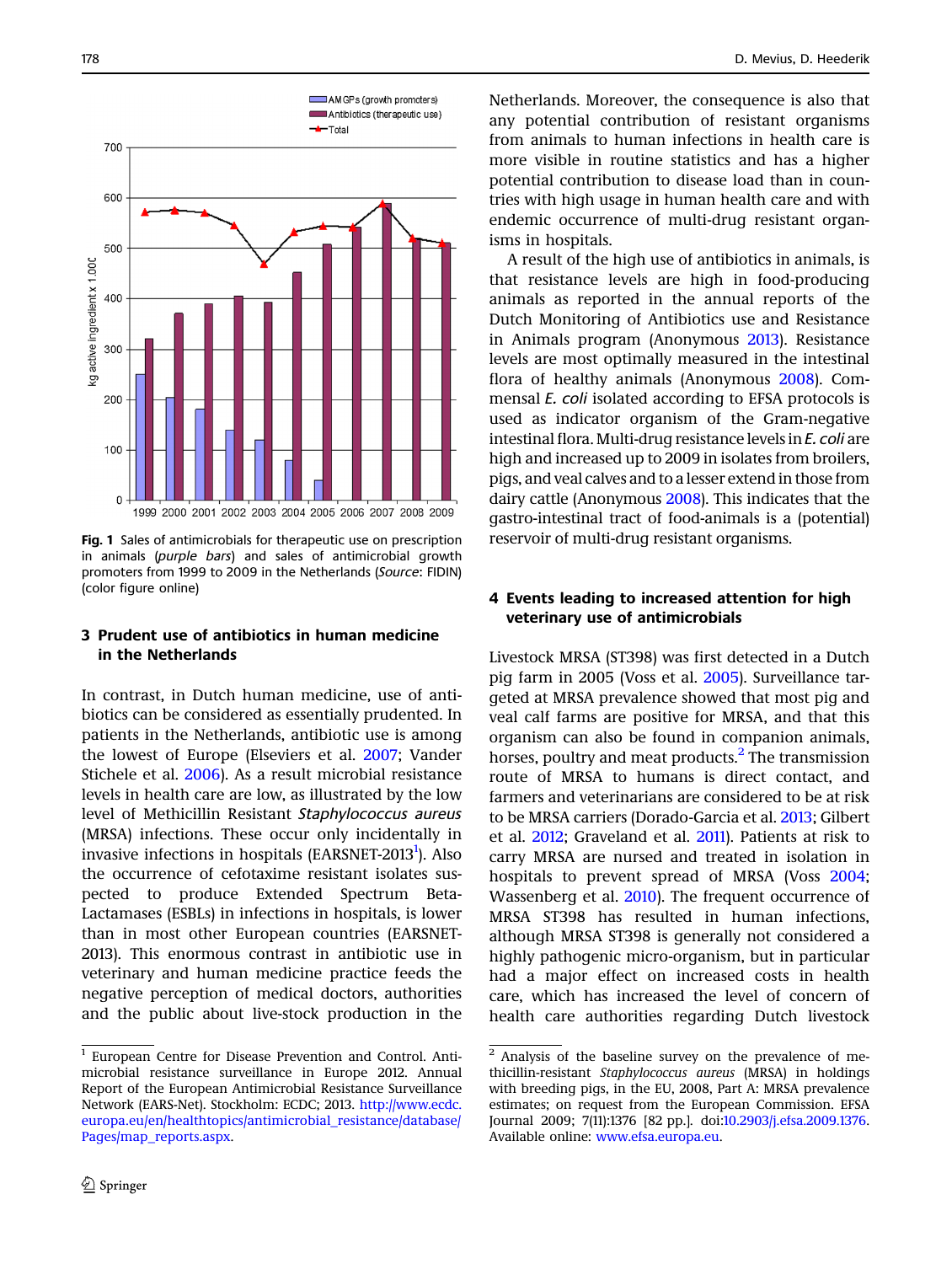Fig. 1 Sales of antimicrobials for therapeutic use on prescription in animals (*purple bars*) and sales of antimicrobial growth promoters from 1999 to 2009 in the Netherlands (*Source*: FIDIN) (color figure online)

## 3 Prudent use of antibiotics in human medicine in the Netherlands

In contrast, in Dutch human medicine, use of antibiotics can be considered as essentially prudented. In patients in the Netherlands, antibiotic use is among the lowest of Europe (Elseviers et al. 2007; Vander Stichele et al. 2006). As a result microbial resistance levels in health care are low, as illustrated by the low level of Methicillin Resistant *Staphylococcus aureus* (MRSA) infections. These occur only incidentally in invasive infections in hospitals (EARSNET-2013[1]). Also the occurrence of cefotaxime resistant isolates suspected to produce Extended Spectrum Beta-Lactamases (ESBLs) in infections in hospitals, is lower than in most other European countries (EARSNET-2013). This enormous contrast in antibiotic use in veterinary and human medicine practice feeds the negative perception of medical doctors, authorities and the public about live-stock production in the Netherlands. Moreover, the consequence is also that any potential contribution of resistant organisms from animals to human infections in health care is more visible in routine statistics and has a higher potential contribution to disease load than in countries with high usage in human health care and with endemic occurrence of multi-drug resistant organisms in hospitals.

A result of the high use of antibiotics in animals, is that resistance levels are high in food-producing animals as reported in the annual reports of the Dutch Monitoring of Antibiotics use and Resistance in Animals program (Anonymous 2013). Resistance levels are most optimally measured in the intestinal flora of healthy animals (Anonymous 2008). Commensal *E. coli* isolated according to EFSA protocols is used as indicator organism of the Gram-negative intestinal flora. Multi-drug resistance levels in *E. coli* are high and increased up to 2009 in isolates from broilers, pigs, and veal calves and to a lesser extend in those from dairy cattle (Anonymous 2008). This indicates that the gastro-intestinal tract of food-animals is a (potential) reservoir of multi-drug resistant organisms.

## 4 Events leading to increased attention for high veterinary use of antimicrobials

Livestock MRSA (ST398) was first detected in a Dutch pig farm in 2005 (Voss et al. 2005). Surveillance targeted at MRSA prevalence showed that most pig and veal calf farms are positive for MRSA, and that this organism can also be found in companion animals, horses, poultry and meat products.[2] The transmission route of MRSA to humans is direct contact, and farmers and veterinarians are considered to be at risk to be MRSA carriers (Dorado-Garcia et al. 2013; Gilbert et al. 2012; Graveland et al. 2011). Patients at risk to carry MRSA are nursed and treated in isolation in hospitals to prevent spread of MRSA (Voss 2004; Wassenberg et al. 2010). The frequent occurrence of MRSA ST398 has resulted in human infections, although MRSA ST398 is generally not considered a highly pathogenic micro-organism, but in particular had a major effect on increased costs in health care, which has increased the level of concern of health care authorities regarding Dutch livestock

[1] European Centre for Disease Prevention and Control. Antimicrobial resistance surveillance in Europe 2012. Annual Report of the European Antimicrobial Resistance Surveillance Network (EARS-Net). Stockholm: ECDC; 2013. http://www.ecdc.europa.eu/en/healthtopics/antimicrobial_resistance/database/Pages/map_reports.aspx.

[2] Analysis of the baseline survey on the prevalence of methicillin-resistant *Staphylococcus aureus* (MRSA) in holdings with breeding pigs, in the EU, 2008, Part A: MRSA prevalence estimates; on request from the European Commission. EFSA Journal 2009; 7(11):1376 [82 pp.]. doi:10.2903/j.efsa.2009.1376. Available online: www.efsa.europa.eu.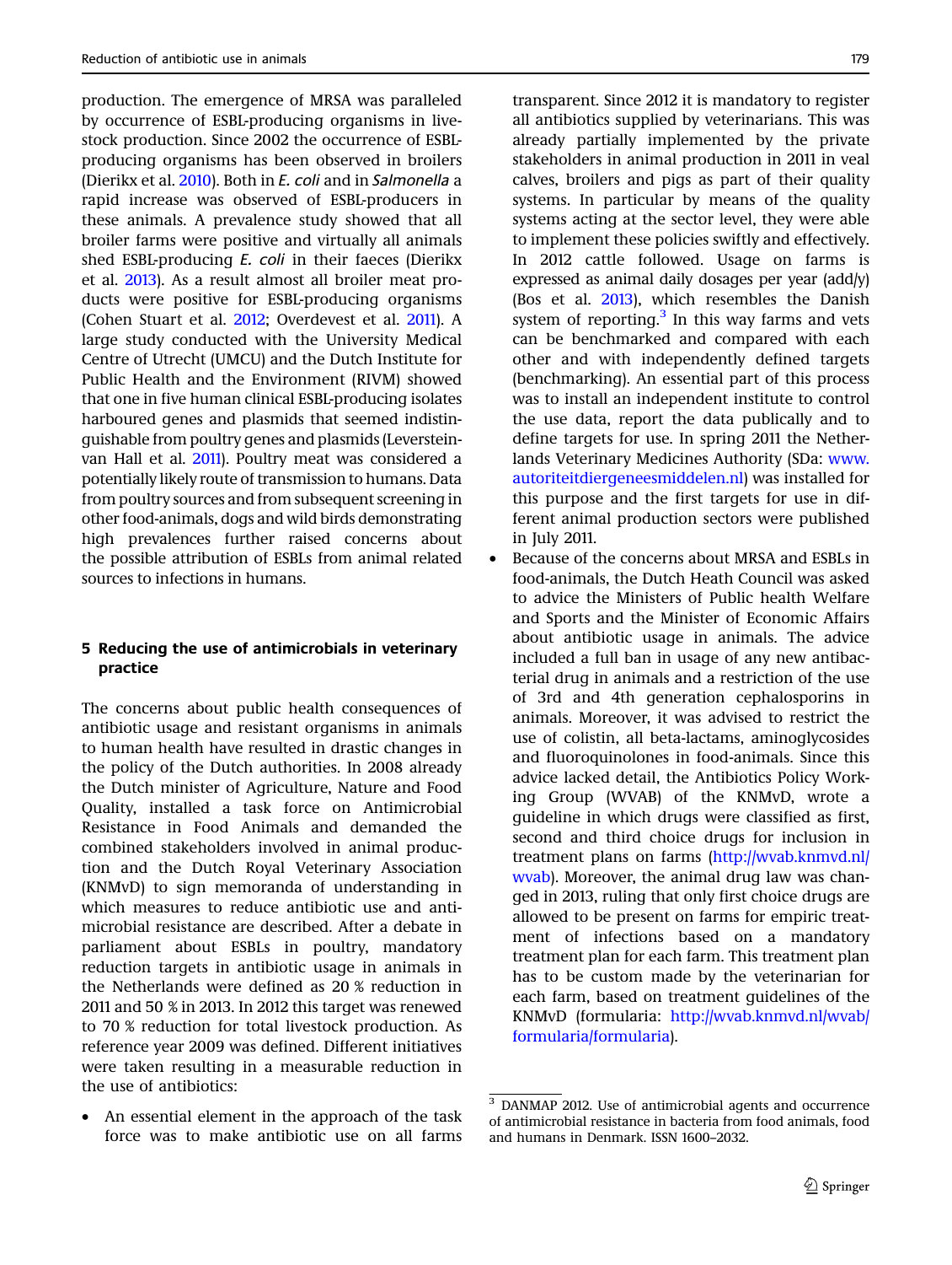production. The emergence of MRSA was paralleled by occurrence of ESBL-producing organisms in livestock production. Since 2002 the occurrence of ESBL-producing organisms has been observed in broilers (Dierikx et al. 2010). Both in *E. coli* and in *Salmonella* a rapid increase was observed of ESBL-producers in these animals. A prevalence study showed that all broiler farms were positive and virtually all animals shed ESBL-producing *E. coli* in their faeces (Dierikx et al. 2013). As a result almost all broiler meat products were positive for ESBL-producing organisms (Cohen Stuart et al. 2012; Overdevest et al. 2011). A large study conducted with the University Medical Centre of Utrecht (UMCU) and the Dutch Institute for Public Health and the Environment (RIVM) showed that one in five human clinical ESBL-producing isolates harboured genes and plasmids that seemed indistinguishable from poultry genes and plasmids (Leverstein-van Hall et al. 2011). Poultry meat was considered a potentially likely route of transmission to humans. Data from poultry sources and from subsequent screening in other food-animals, dogs and wild birds demonstrating high prevalences further raised concerns about the possible attribution of ESBLs from animal related sources to infections in humans.

## 5 Reducing the use of antimicrobials in veterinary practice

The concerns about public health consequences of antibiotic usage and resistant organisms in animals to human health have resulted in drastic changes in the policy of the Dutch authorities. In 2008 already the Dutch minister of Agriculture, Nature and Food Quality, installed a task force on Antimicrobial Resistance in Food Animals and demanded the combined stakeholders involved in animal production and the Dutch Royal Veterinary Association (KNMvD) to sign memoranda of understanding in which measures to reduce antibiotic use and antimicrobial resistance are described. After a debate in parliament about ESBLs in poultry, mandatory reduction targets in antibiotic usage in animals in the Netherlands were defined as 20 % reduction in 2011 and 50 % in 2013. In 2012 this target was renewed to 70 % reduction for total livestock production. As reference year 2009 was defined. Different initiatives were taken resulting in a measurable reduction in the use of antibiotics:

- An essential element in the approach of the task force was to make antibiotic use on all farms transparent. Since 2012 it is mandatory to register all antibiotics supplied by veterinarians. This was already partially implemented by the private stakeholders in animal production in 2011 in veal calves, broilers and pigs as part of their quality systems. In particular by means of the quality systems acting at the sector level, they were able to implement these policies swiftly and effectively. In 2012 cattle followed. Usage on farms is expressed as animal daily dosages per year (add/y) (Bos et al. 2013), which resembles the Danish system of reporting.[3] In this way farms and vets can be benchmarked and compared with each other and with independently defined targets (benchmarking). An essential part of this process was to install an independent institute to control the use data, report the data publically and to define targets for use. In spring 2011 the Netherlands Veterinary Medicines Authority (SDa: www.autoriteitdiergeneesmiddelen.nl) was installed for this purpose and the first targets for use in different animal production sectors were published in July 2011.
- Because of the concerns about MRSA and ESBLs in food-animals, the Dutch Heath Council was asked to advice the Ministers of Public health Welfare and Sports and the Minister of Economic Affairs about antibiotic usage in animals. The advice included a full ban in usage of any new antibacterial drug in animals and a restriction of the use of 3rd and 4th generation cephalosporins in animals. Moreover, it was advised to restrict the use of colistin, all beta-lactams, aminoglycosides and fluoroquinolones in food-animals. Since this advice lacked detail, the Antibiotics Policy Working Group (WVAB) of the KNMvD, wrote a guideline in which drugs were classified as first, second and third choice drugs for inclusion in treatment plans on farms (http://wvab.knmvd.nl/wvab). Moreover, the animal drug law was changed in 2013, ruling that only first choice drugs are allowed to be present on farms for empiric treatment of infections based on a mandatory treatment plan for each farm. This treatment plan has to be custom made by the veterinarian for each farm, based on treatment guidelines of the KNMvD (formularia: http://wvab.knmvd.nl/wvab/formularia/formularia).

[3] DANMAP 2012. Use of antimicrobial agents and occurrence of antimicrobial resistance in bacteria from food animals, food and humans in Denmark. ISSN 1600–2032.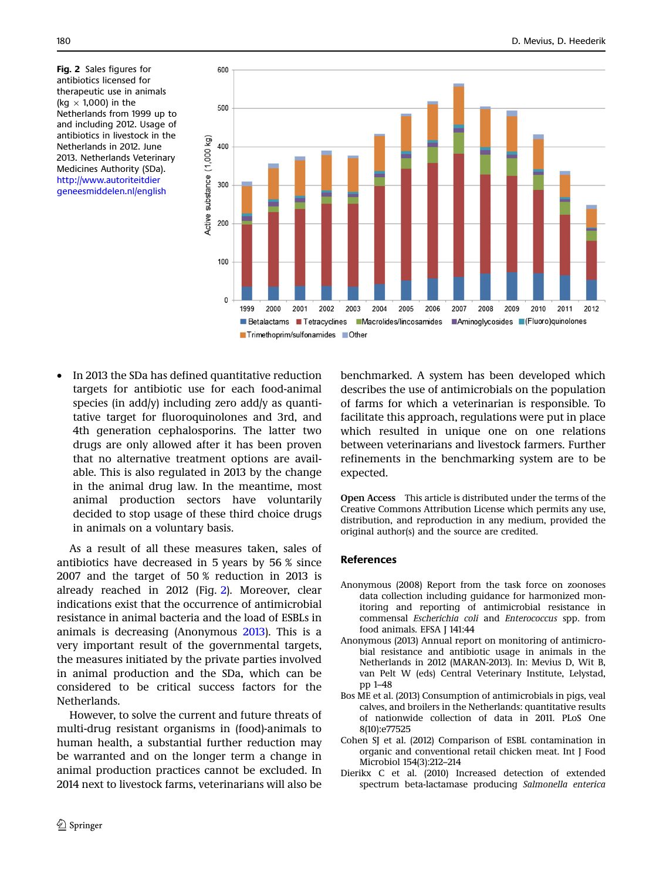**Fig. 2** Sales figures for antibiotics licensed for therapeutic use in animals (kg × 1,000) in the Netherlands from 1999 up to and including 2012. Usage of antibiotics in livestock in the Netherlands in 2012. June 2013. Netherlands Veterinary Medicines Authority (SDa). http://www.autoriteitdiergeneesmiddelen.nl/english

- In 2013 the SDa has defined quantitative reduction targets for antibiotic use for each food-animal species (in add/y) including zero add/y as quantitative target for fluoroquinolones and 3rd, and 4th generation cephalosporins. The latter two drugs are only allowed after it has been proven that no alternative treatment options are available. This is also regulated in 2013 by the change in the animal drug law. In the meantime, most animal production sectors have voluntarily decided to stop usage of these third choice drugs in animals on a voluntary basis.

As a result of all these measures taken, sales of antibiotics have decreased in 5 years by 56 % since 2007 and the target of 50 % reduction in 2013 is already reached in 2012 (Fig. 2). Moreover, clear indications exist that the occurrence of antimicrobial resistance in animal bacteria and the load of ESBLs in animals is decreasing (Anonymous 2013). This is a very important result of the governmental targets, the measures initiated by the private parties involved in animal production and the SDa, which can be considered to be critical success factors for the Netherlands.

However, to solve the current and future threats of multi-drug resistant organisms in (food)-animals to human health, a substantial further reduction may be warranted and on the longer term a change in animal production practices cannot be excluded. In 2014 next to livestock farms, veterinarians will also be benchmarked. A system has been developed which describes the use of antimicrobials on the population of farms for which a veterinarian is responsible. To facilitate this approach, regulations were put in place which resulted in unique one on one relations between veterinarians and livestock farmers. Further refinements in the benchmarking system are to be expected.

**Open Access** This article is distributed under the terms of the Creative Commons Attribution License which permits any use, distribution, and reproduction in any medium, provided the original author(s) and the source are credited.

## References

Anonymous (2008) Report from the task force on zoonoses data collection including guidance for harmonized monitoring and reporting of antimicrobial resistance in commensal *Escherichia coli* and *Enterococcus* spp. from food animals. EFSA J 141:44

Anonymous (2013) Annual report on monitoring of antimicrobial resistance and antibiotic usage in animals in the Netherlands in 2012 (MARAN-2013). In: Mevius D, Wit B, van Pelt W (eds) Central Veterinary Institute, Lelystad, pp 1–48

Bos ME et al. (2013) Consumption of antimicrobials in pigs, veal calves, and broilers in the Netherlands: quantitative results of nationwide collection of data in 2011. PLoS One 8(10):e77525

Cohen SJ et al. (2012) Comparison of ESBL contamination in organic and conventional retail chicken meat. Int J Food Microbiol 154(3):212–214

Dierikx C et al. (2010) Increased detection of extended spectrum beta-lactamase producing *Salmonella enterica*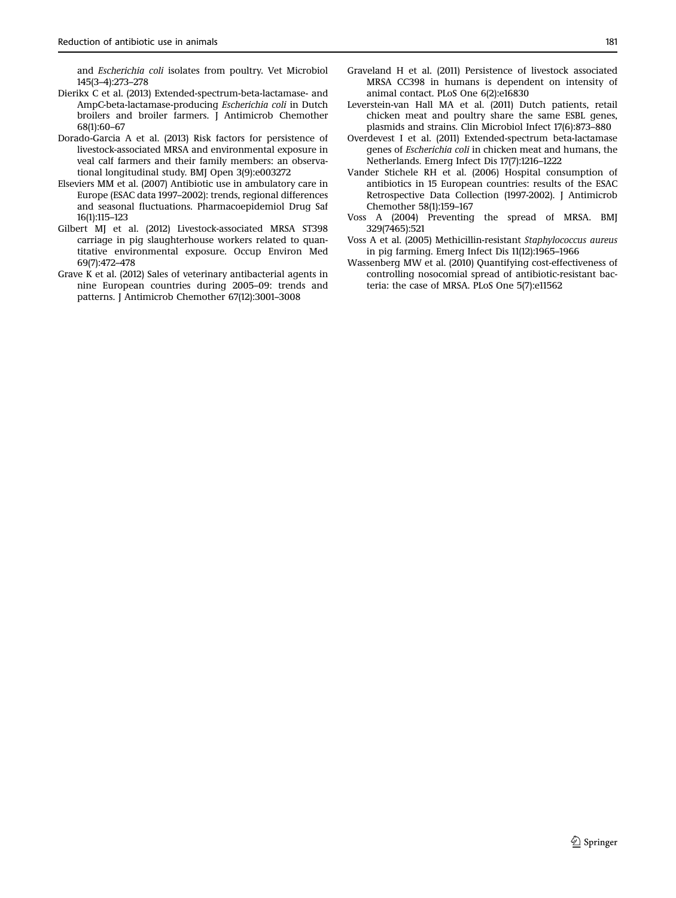and *Escherichia coli* isolates from poultry. Vet Microbiol 145(3–4):273–278

Dierikx C et al. (2013) Extended-spectrum-beta-lactamase- and AmpC-beta-lactamase-producing *Escherichia coli* in Dutch broilers and broiler farmers. J Antimicrob Chemother 68(1):60–67

Dorado-Garcia A et al. (2013) Risk factors for persistence of livestock-associated MRSA and environmental exposure in veal calf farmers and their family members: an observational longitudinal study. BMJ Open 3(9):e003272

Elseviers MM et al. (2007) Antibiotic use in ambulatory care in Europe (ESAC data 1997–2002): trends, regional differences and seasonal fluctuations. Pharmacoepidemiol Drug Saf 16(1):115–123

Gilbert MJ et al. (2012) Livestock-associated MRSA ST398 carriage in pig slaughterhouse workers related to quantitative environmental exposure. Occup Environ Med 69(7):472–478

Grave K et al. (2012) Sales of veterinary antibacterial agents in nine European countries during 2005–09: trends and patterns. J Antimicrob Chemother 67(12):3001–3008

Graveland H et al. (2011) Persistence of livestock associated MRSA CC398 in humans is dependent on intensity of animal contact. PLoS One 6(2):e16830

Leverstein-van Hall MA et al. (2011) Dutch patients, retail chicken meat and poultry share the same ESBL genes, plasmids and strains. Clin Microbiol Infect 17(6):873–880

Overdevest I et al. (2011) Extended-spectrum beta-lactamase genes of *Escherichia coli* in chicken meat and humans, the Netherlands. Emerg Infect Dis 17(7):1216–1222

Vander Stichele RH et al. (2006) Hospital consumption of antibiotics in 15 European countries: results of the ESAC Retrospective Data Collection (1997-2002). J Antimicrob Chemother 58(1):159–167

Voss A (2004) Preventing the spread of MRSA. BMJ 329(7465):521

Voss A et al. (2005) Methicillin-resistant *Staphylococcus aureus* in pig farming. Emerg Infect Dis 11(12):1965–1966

Wassenberg MW et al. (2010) Quantifying cost-effectiveness of controlling nosocomial spread of antibiotic-resistant bacteria: the case of MRSA. PLoS One 5(7):e11562